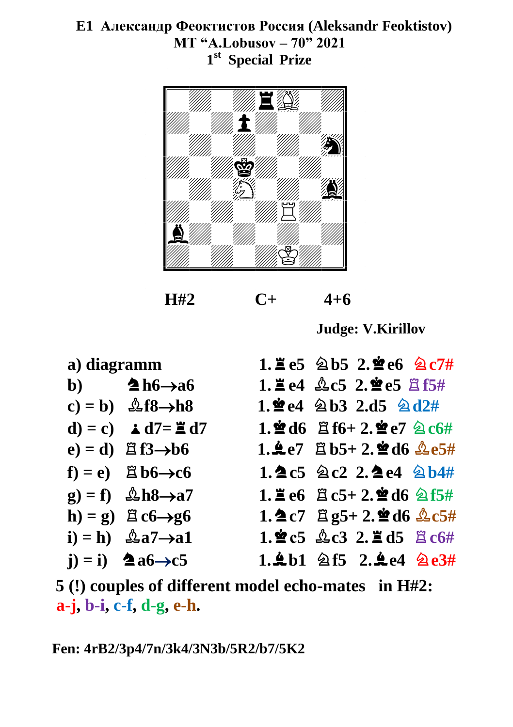# E1 Александр Феоктистов Россия (Aleksandr Feoktistov)

**MT "A.Lobusov – 70" 2021**

**1st Special Prize**

**H#2 C+ 4+6**

**Judge: V.Kirillov**

| | | Solution |
|---|---|---|
| a) diagramm | | 1.♜e5 ♘b5 2.♚e6 ♘c7# |
| b) | ♞h6→a6 | 1.♜e4 ♗c5 2.♚e5 ♖f5# |
| c) = b) | ♗f8→h8 | 1.♚e4 ♘b3 2.d5 ♘d2# |
| d) = c) | ♟d7=♜d7 | 1.♚d6 ♖f6+ 2.♚e7 ♘c6# |
| e) = d) | ♖f3→b6 | 1.♝e7 ♖b5+ 2.♚d6 ♗e5# |
| f) = e) | ♖b6→c6 | 1.♞c5 ♘c2 2.♞e4 ♘b4# |
| g) = f) | ♗h8→a7 | 1.♜e6 ♖c5+ 2.♚d6 ♘f5# |
| h) = g) | ♖c6→g6 | 1.♞c7 ♖g5+ 2.♚d6 ♗c5# |
| i) = h) | ♗a7→a1 | 1.♚c5 ♗c3 2.♜d5 ♖c6# |
| j) = i) | ♞a6→c5 | 1.♝b1 ♘f5 2.♝e4 ♘e3# |

**5 (!) couples of different model echo-mates in H#2:**
**a-j, b-i, c-f, d-g, e-h.**

**Fen: 4rB2/3p4/7n/3k4/3N3b/5R2/b7/5K2**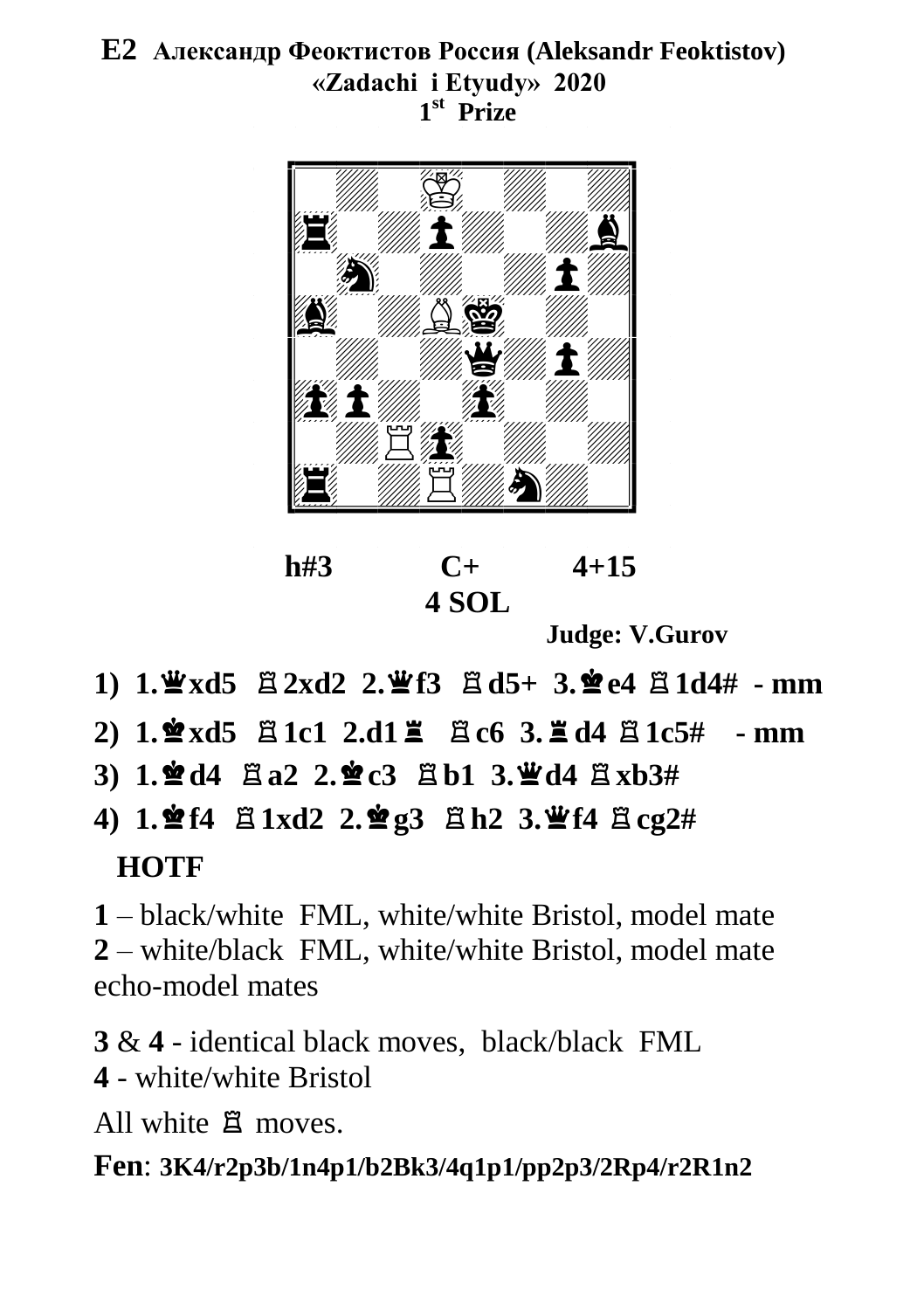**E2 Александр Феоктистов Россия (Aleksandr Feoktistov)**
**«Zadachi i Etyudy» 2020**
**1st Prize**

**h#3 C+ 4+15**
**4 SOL**

**Judge: V.Gurov**

1) 1.♛xd5 ♖2xd2 2.♛f3 ♖d5+ 3.♚e4 ♖1d4# - mm

2) 1.♚xd5 ♖1c1 2.d1♜ ♖c6 3.♜d4 ♖1c5# - mm

3) 1.♚d4 ♖a2 2.♚c3 ♖b1 3.♛d4 ♖xb3#

4) 1.♚f4 ♖1xd2 2.♚g3 ♖h2 3.♛f4 ♖cg2#

**HOTF**

**1** – black/white FML, white/white Bristol, model mate
**2** – white/black FML, white/white Bristol, model mate
echo-model mates

**3** & **4** - identical black moves, black/black FML
**4** - white/white Bristol

All white ♖ moves.

**Fen**: **3K4/r2p3b/1n4p1/b2Bk3/4q1p1/pp2p3/2Rp4/r2R1n2**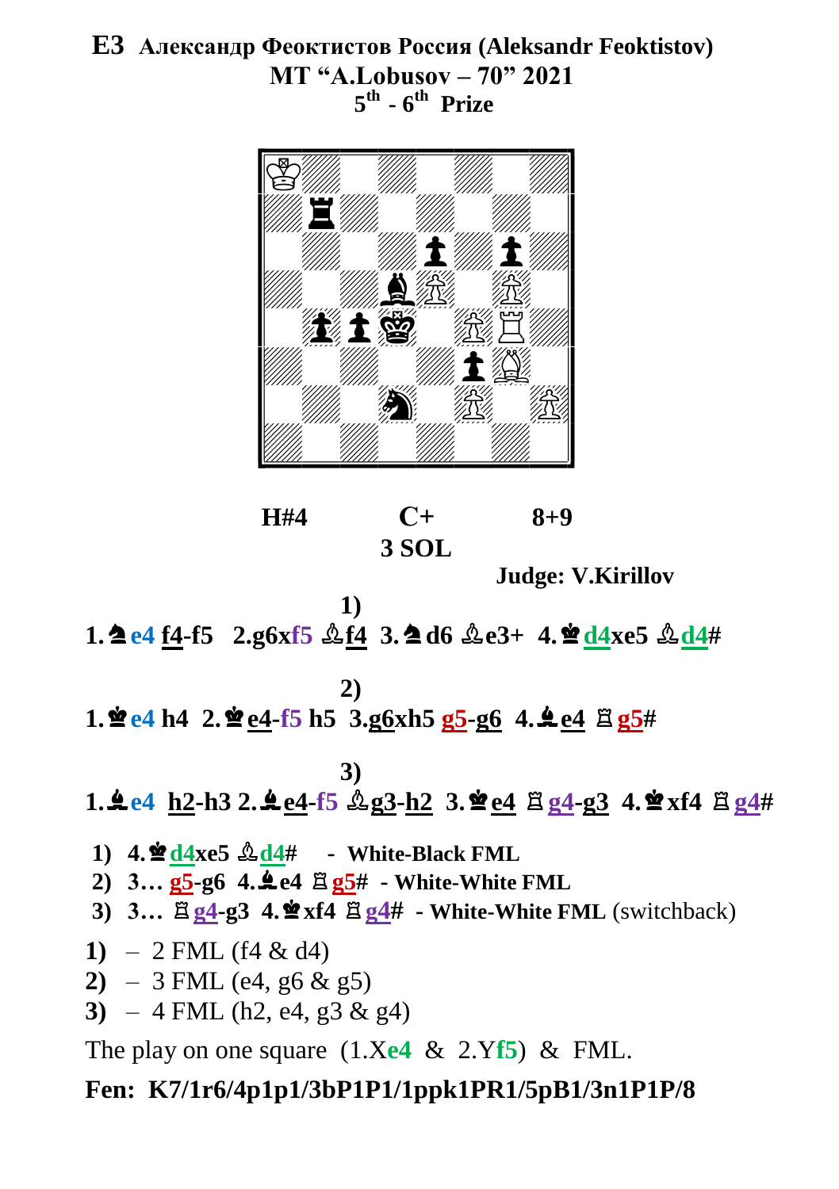## E3 Александр Феоктистов Россия (Aleksandr Feoktistov)

**MT "A.Lobusov – 70" 2021**

**5th - 6th Prize**

**H#4** **C+** **8+9**

**3 SOL**

**Judge: V.Kirillov**

**1)**

**1.♞e4 f4-f5 2.g6xf5 ♗f4 3.♞d6 ♗e3+ 4.♚d4xe5 ♗d4#**

**2)**

**1.♚e4 h4 2.♚e4-f5 h5 3.g6xh5 g5-g6 4.♝e4 ♖g5#**

**3)**

**1.♝e4 h2-h3 2.♝e4-f5 ♗g3-h2 3.♚e4 ♖g4-g3 4.♚xf4 ♖g4#**

1) **4.♚d4xe5 ♗d4# - White-Black FML**
2) **3… g5-g6 4.♝e4 ♖g5# - White-White FML**
3) **3… ♖g4-g3 4.♚xf4 ♖g4# - White-White FML** (switchback)

**1)** – 2 FML (f4 & d4)

**2)** – 3 FML (e4, g6 & g5)

**3)** – 4 FML (h2, e4, g3 & g4)

The play on one square (1.X**e4** & 2.Y**f5**) & FML.

**Fen: K7/1r6/4p1p1/3bP1P1/1ppk1PR1/5pB1/3n1P1P/8**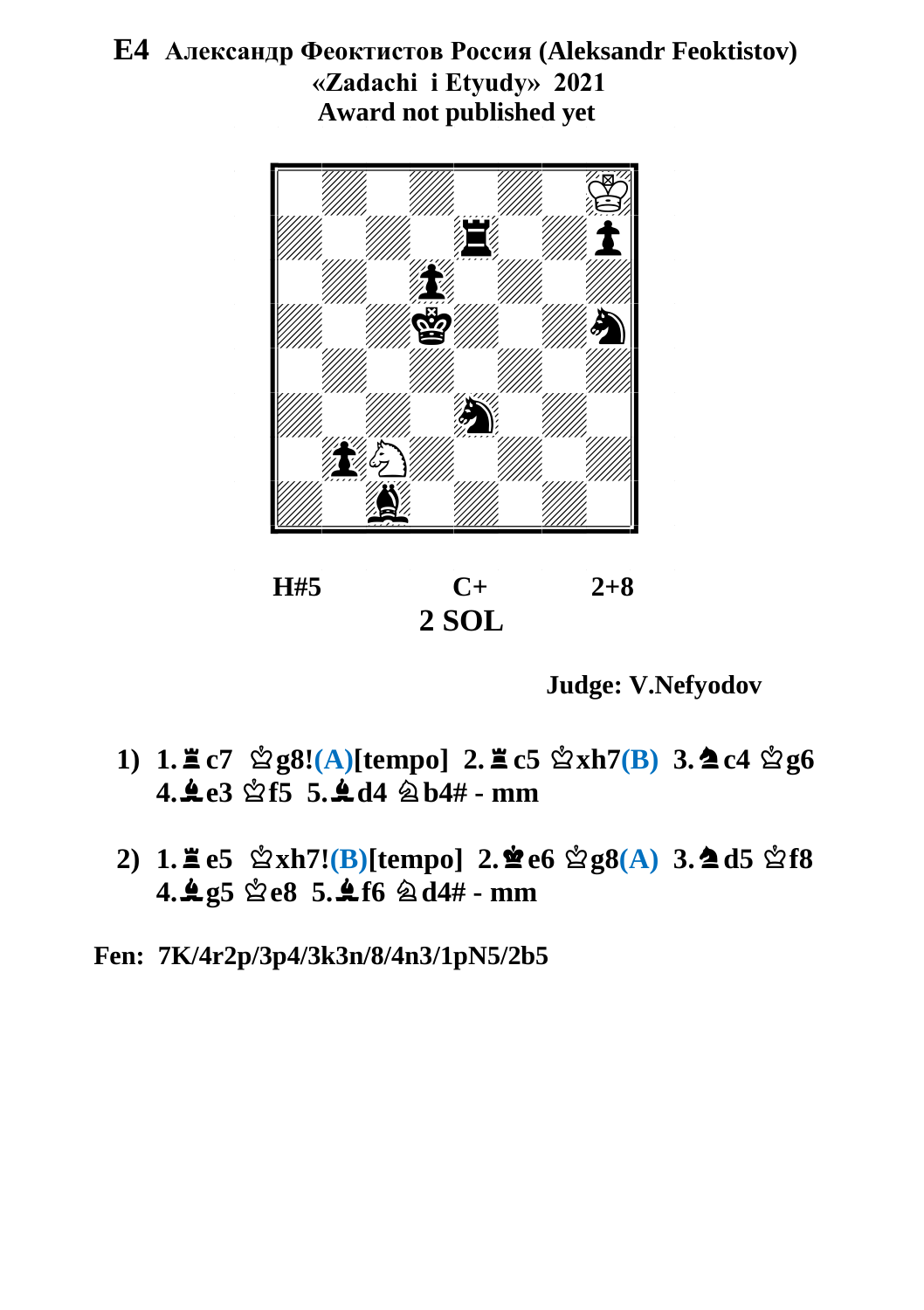# E4 Александр Феоктистов Россия (Aleksandr Feoktistov)

**«Zadachi i Etyudy» 2021**

**Award not published yet**

**H#5 C+ 2+8**

**2 SOL**

**Judge: V.Nefyodov**

1) **1.♜c7 ♔g8!(A)[tempo] 2.♜c5 ♔xh7(B) 3.♞c4 ♔g6 4.♝e3 ♔f5 5.♝d4 ♘b4# - mm**

2) **1.♜e5 ♔xh7!(B)[tempo] 2.♚e6 ♔g8(A) 3.♞d5 ♔f8 4.♝g5 ♔e8 5.♝f6 ♘d4# - mm**

**Fen: 7K/4r2p/3p4/3k3n/8/4n3/1pN5/2b5**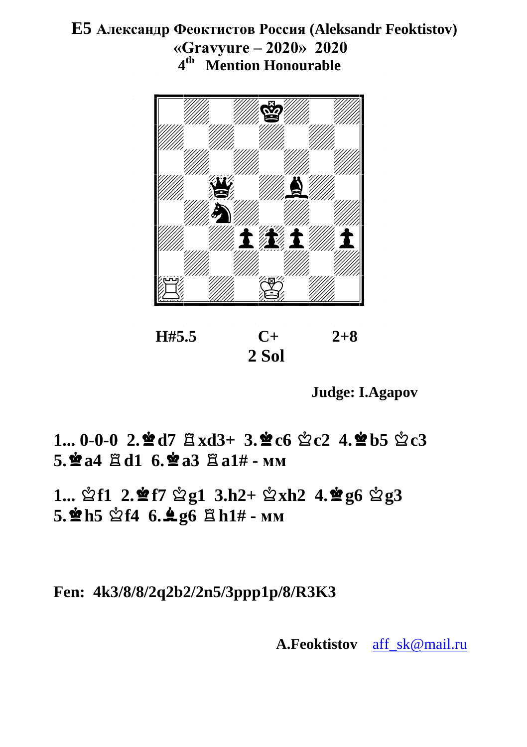# E5 Александр Феоктистов Россия (Aleksandr Feoktistov)

**«Gravyure – 2020» 2020**

**4th Mention Honourable**

**H#5.5** **C+** **2+8**

**2 Sol**

**Judge: I.Agapov**

**1... 0-0-0 2.♚d7 ♖xd3+ 3.♚c6 ♔c2 4.♚b5 ♔c3 5.♚a4 ♖d1 6.♚a3 ♖a1# - мм**

**1... ♔f1 2.♚f7 ♔g1 3.h2+ ♔xh2 4.♚g6 ♔g3 5.♚h5 ♔f4 6.♝g6 ♖h1# - мм**

**Fen: 4k3/8/8/2q2b2/2n5/3ppp1p/8/R3K3**

**A.Feoktistov** aff_sk@mail.ru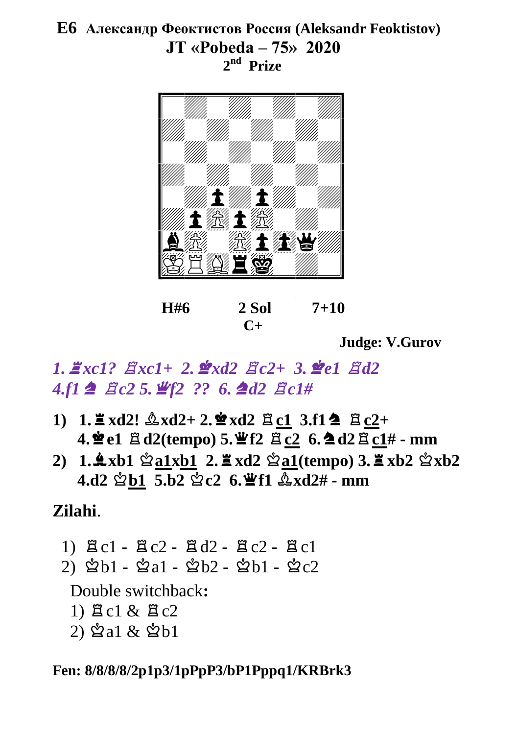**E6** **Александр Феоктистов Россия (Aleksandr Feoktistov)**
**JT «Pobeda – 75» 2020**
**2nd Prize**

**H#6** **2 Sol** **7+10**
**C+**

**Judge: V.Gurov**

*1. ♜xc1? ♖xc1+ 2. ♚xd2 ♖c2+ 3. ♚e1 ♖d2*
*4.f1♞ ♖c2 5. ♛f2 ?? 6. ♞d2 ♖c1#*

1) **1.♜xd2! ♗xd2+ 2.♚xd2 ♖c1 3.f1♞ ♖c2+**
**4.♚e1 ♖d2(tempo) 5.♛f2 ♖c2 6.♞d2 ♖c1# - mm**

2) **1.♝xb1 ♔a1xb1 2.♜xd2 ♔a1(tempo) 3.♜xb2 ♔xb2**
**4.d2 ♔b1 5.b2 ♔c2 6.♛f1 ♗xd2# - mm**

**Zilahi**.

1) ♖c1 - ♖c2 - ♖d2 - ♖c2 - ♖c1
2) ♔b1 - ♔a1 - ♔b2 - ♔b1 - ♔c2

Double switchback**:**
1) ♖c1 & ♖c2
2) ♔a1 & ♔b1

**Fen: 8/8/8/8/2p1p3/1pPpP3/bP1Pppq1/KRBrk3**